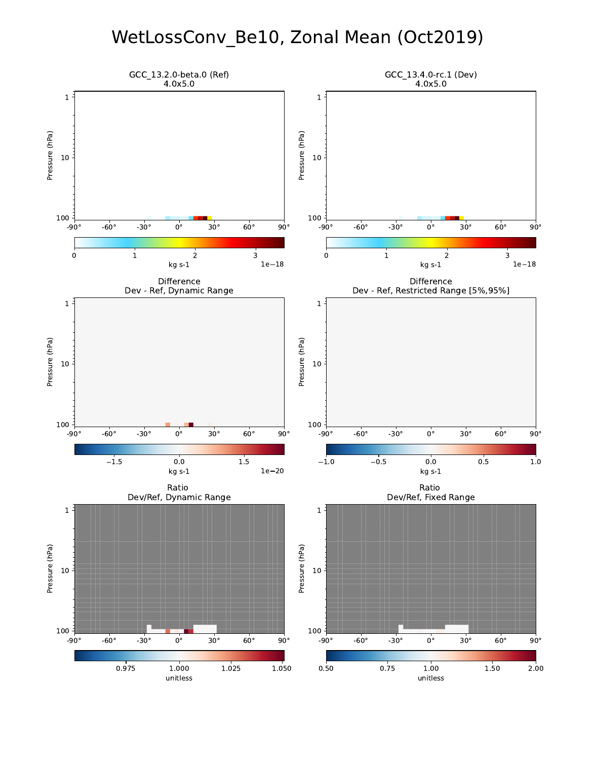# WetLossConv_Be10, Zonal Mean (Oct2019)

GCC_13.2.0-beta.0 (Ref)
4.0x5.0

GCC_13.4.0-rc.1 (Dev)
4.0x5.0

Difference
Dev - Ref, Dynamic Range

Difference
Dev - Ref, Restricted Range [5%,95%]

Ratio
Dev/Ref, Dynamic Range

Ratio
Dev/Ref, Fixed Range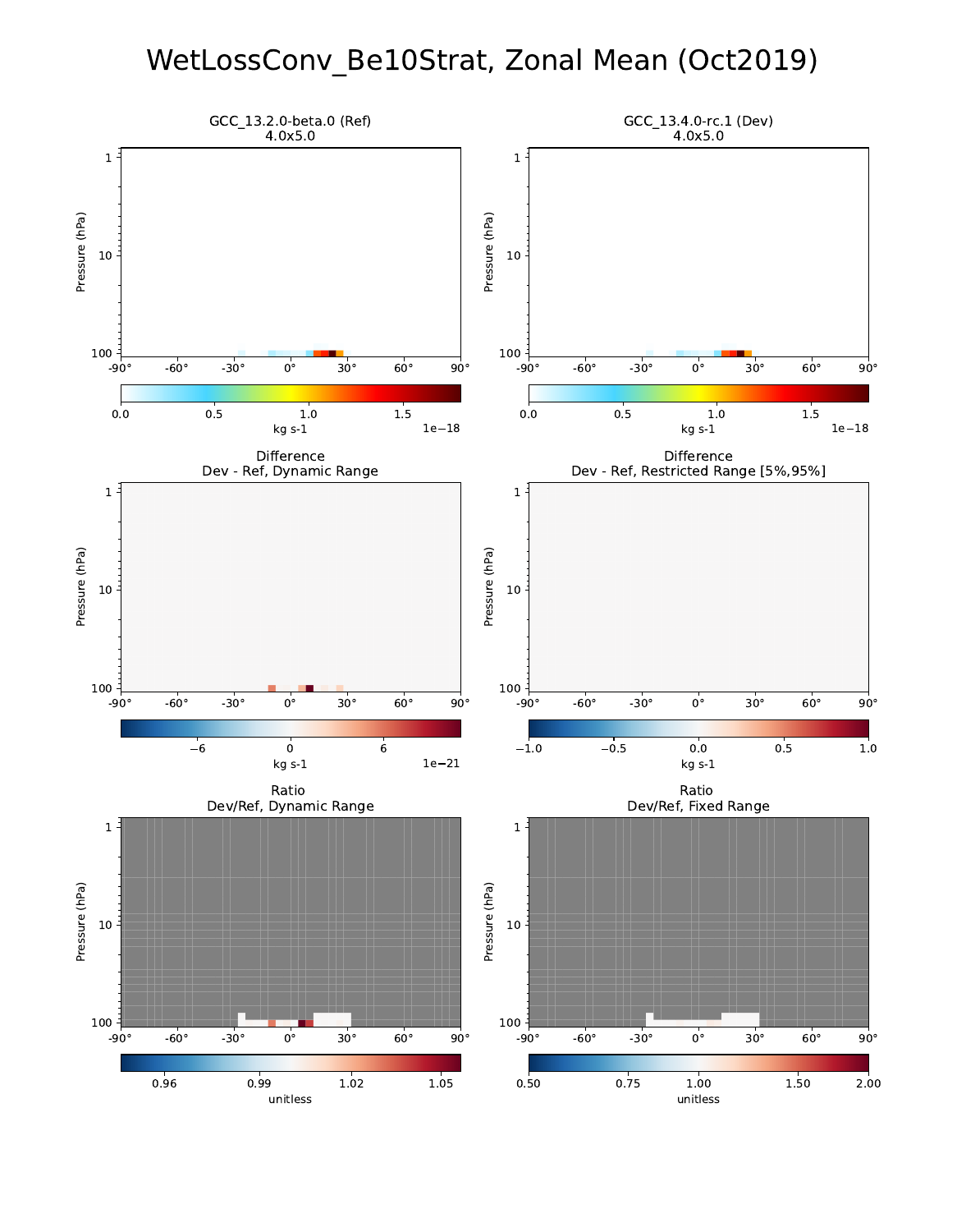# WetLossConv_Be10Strat, Zonal Mean (Oct2019)

GCC_13.2.0-beta.0 (Ref)
4.0x5.0

GCC_13.4.0-rc.1 (Dev)
4.0x5.0

Difference
Dev - Ref, Dynamic Range

Difference
Dev - Ref, Restricted Range [5%,95%]

Ratio
Dev/Ref, Dynamic Range

Ratio
Dev/Ref, Fixed Range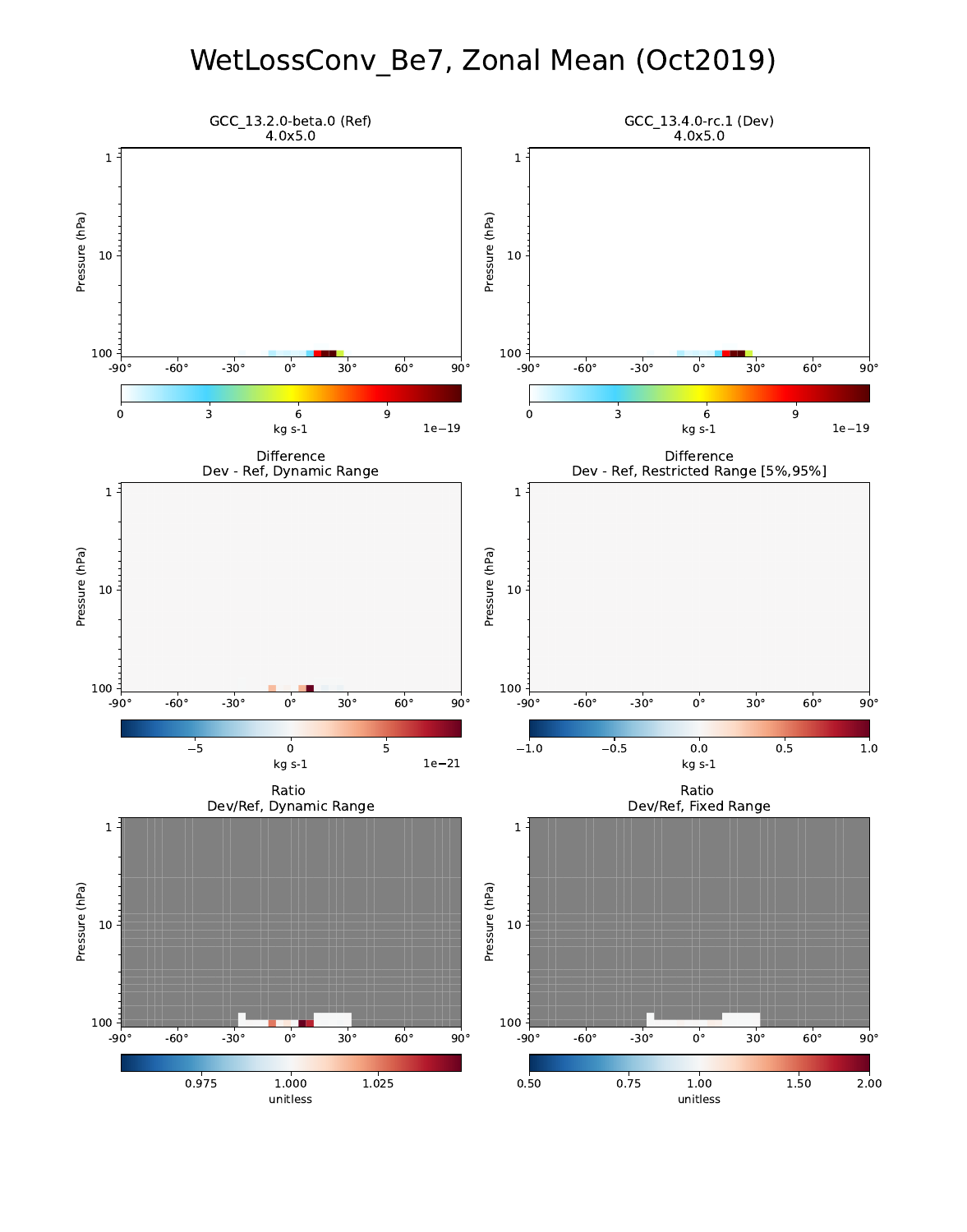# WetLossConv_Be7, Zonal Mean (Oct2019)

GCC_13.2.0-beta.0 (Ref)
4.0x5.0

GCC_13.4.0-rc.1 (Dev)
4.0x5.0

kg s-1 (1e−19)

kg s-1 (1e−19)

Difference
Dev - Ref, Dynamic Range

kg s-1 (1e−21)

Difference
Dev - Ref, Restricted Range [5%,95%]

kg s-1

Ratio
Dev/Ref, Dynamic Range

unitless

Ratio
Dev/Ref, Fixed Range

unitless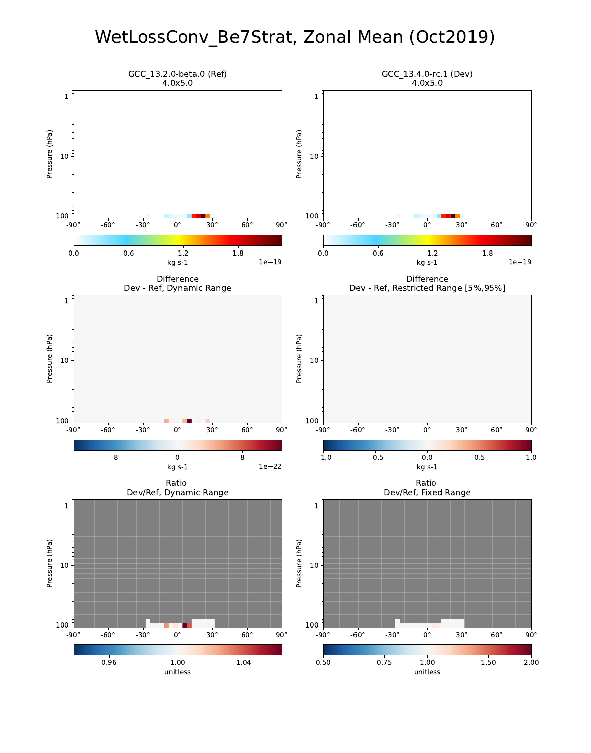# WetLossConv_Be7Strat, Zonal Mean (Oct2019)

GCC_13.2.0-beta.0 (Ref)
4.0x5.0

GCC_13.4.0-rc.1 (Dev)
4.0x5.0

Difference
Dev - Ref, Dynamic Range

Difference
Dev - Ref, Restricted Range [5%,95%]

Ratio
Dev/Ref, Dynamic Range

Ratio
Dev/Ref, Fixed Range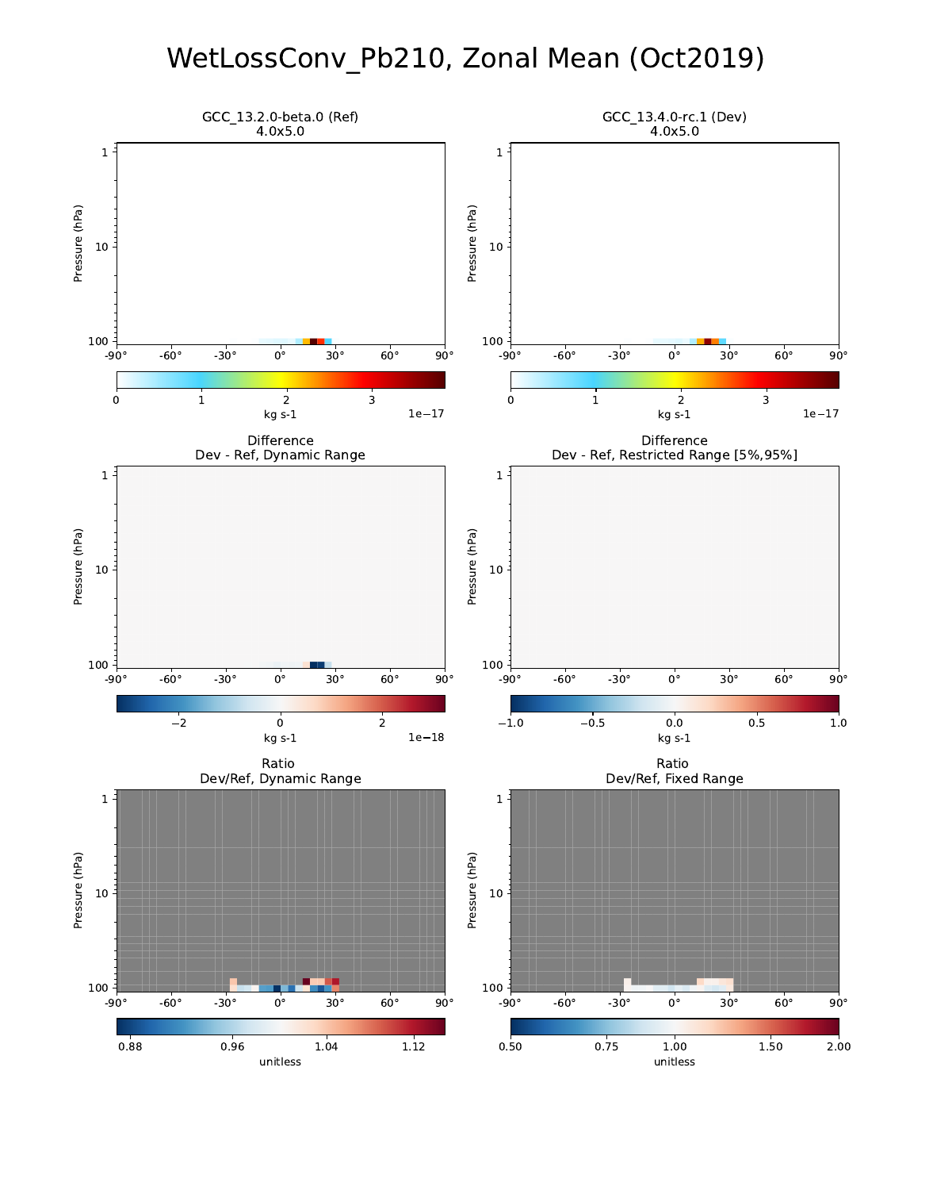# WetLossConv_Pb210, Zonal Mean (Oct2019)

GCC_13.2.0-beta.0 (Ref)
4.0x5.0

GCC_13.4.0-rc.1 (Dev)
4.0x5.0

Difference
Dev - Ref, Dynamic Range

Difference
Dev - Ref, Restricted Range [5%,95%]

Ratio
Dev/Ref, Dynamic Range

Ratio
Dev/Ref, Fixed Range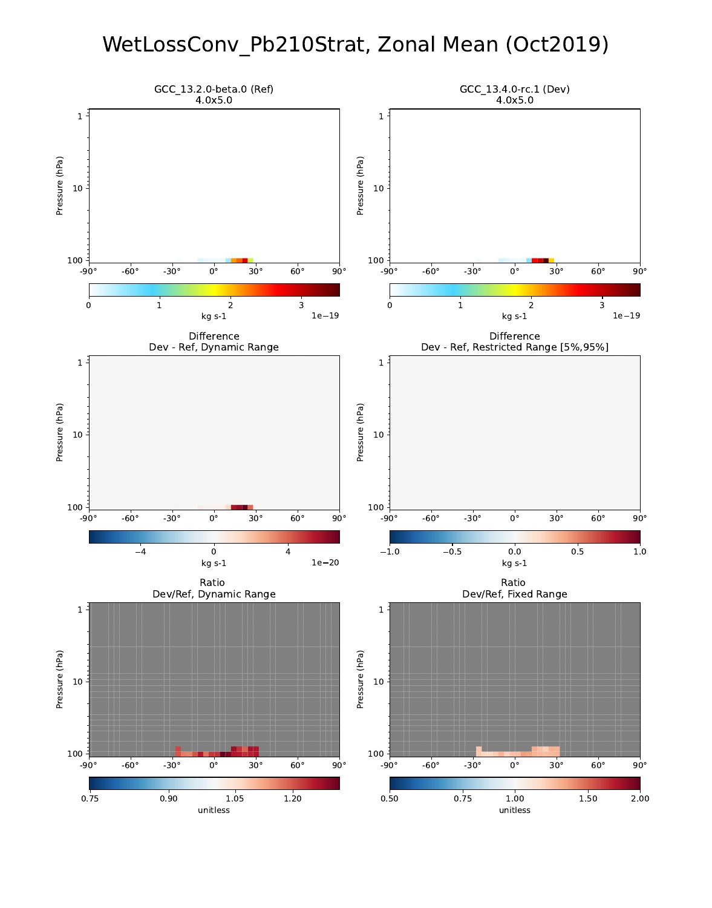# WetLossConv_Pb210Strat, Zonal Mean (Oct2019)

GCC_13.2.0-beta.0 (Ref)
4.0x5.0

Pressure (hPa)
1
10
100
-90° -60° -30° 0° 30° 60° 90°
0 1 2 3
kg s-1 1e−19

GCC_13.4.0-rc.1 (Dev)
4.0x5.0

Pressure (hPa)
1
10
100
-90° -60° -30° 0° 30° 60° 90°
0 1 2 3
kg s-1 1e−19

Difference
Dev - Ref, Dynamic Range

Pressure (hPa)
1
10
100
-90° -60° -30° 0° 30° 60° 90°
−4 0 4
kg s-1 1e−20

Difference
Dev - Ref, Restricted Range [5%,95%]

Pressure (hPa)
1
10
100
-90° -60° -30° 0° 30° 60° 90°
−1.0 −0.5 0.0 0.5 1.0
kg s-1

Ratio
Dev/Ref, Dynamic Range

Pressure (hPa)
1
10
100
-90° -60° -30° 0° 30° 60° 90°
0.75 0.90 1.05 1.20
unitless

Ratio
Dev/Ref, Fixed Range

Pressure (hPa)
1
10
100
-90° -60° -30° 0° 30° 60° 90°
0.50 0.75 1.00 1.50 2.00
unitless